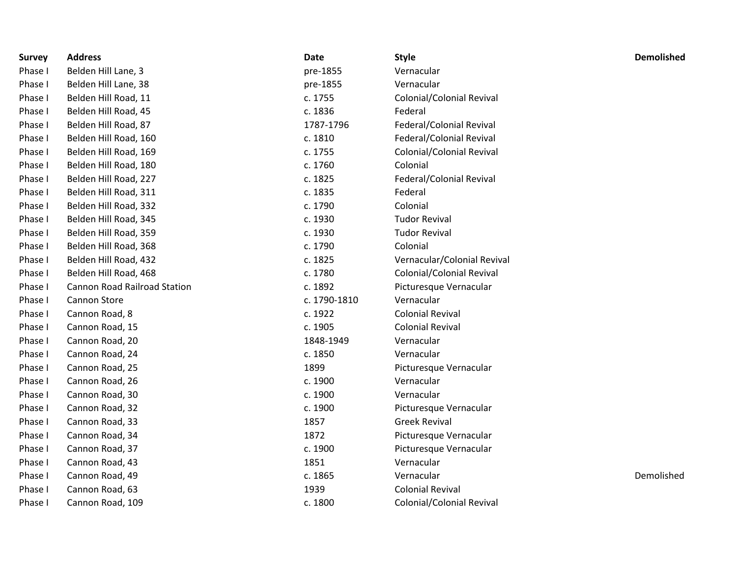| Survey | Address | Date | Style | Demolished |
|---|---|---|---|---|
| Phase I | Belden Hill Lane, 3 | pre-1855 | Vernacular | |
| Phase I | Belden Hill Lane, 38 | pre-1855 | Vernacular | |
| Phase I | Belden Hill Road, 11 | c. 1755 | Colonial/Colonial Revival | |
| Phase I | Belden Hill Road, 45 | c. 1836 | Federal | |
| Phase I | Belden Hill Road, 87 | 1787-1796 | Federal/Colonial Revival | |
| Phase I | Belden Hill Road, 160 | c. 1810 | Federal/Colonial Revival | |
| Phase I | Belden Hill Road, 169 | c. 1755 | Colonial/Colonial Revival | |
| Phase I | Belden Hill Road, 180 | c. 1760 | Colonial | |
| Phase I | Belden Hill Road, 227 | c. 1825 | Federal/Colonial Revival | |
| Phase I | Belden Hill Road, 311 | c. 1835 | Federal | |
| Phase I | Belden Hill Road, 332 | c. 1790 | Colonial | |
| Phase I | Belden Hill Road, 345 | c. 1930 | Tudor Revival | |
| Phase I | Belden Hill Road, 359 | c. 1930 | Tudor Revival | |
| Phase I | Belden Hill Road, 368 | c. 1790 | Colonial | |
| Phase I | Belden Hill Road, 432 | c. 1825 | Vernacular/Colonial Revival | |
| Phase I | Belden Hill Road, 468 | c. 1780 | Colonial/Colonial Revival | |
| Phase I | Cannon Road Railroad Station | c. 1892 | Picturesque Vernacular | |
| Phase I | Cannon Store | c. 1790-1810 | Vernacular | |
| Phase I | Cannon Road, 8 | c. 1922 | Colonial Revival | |
| Phase I | Cannon Road, 15 | c. 1905 | Colonial Revival | |
| Phase I | Cannon Road, 20 | 1848-1949 | Vernacular | |
| Phase I | Cannon Road, 24 | c. 1850 | Vernacular | |
| Phase I | Cannon Road, 25 | 1899 | Picturesque Vernacular | |
| Phase I | Cannon Road, 26 | c. 1900 | Vernacular | |
| Phase I | Cannon Road, 30 | c. 1900 | Vernacular | |
| Phase I | Cannon Road, 32 | c. 1900 | Picturesque Vernacular | |
| Phase I | Cannon Road, 33 | 1857 | Greek Revival | |
| Phase I | Cannon Road, 34 | 1872 | Picturesque Vernacular | |
| Phase I | Cannon Road, 37 | c. 1900 | Picturesque Vernacular | |
| Phase I | Cannon Road, 43 | 1851 | Vernacular | |
| Phase I | Cannon Road, 49 | c. 1865 | Vernacular | Demolished |
| Phase I | Cannon Road, 63 | 1939 | Colonial Revival | |
| Phase I | Cannon Road, 109 | c. 1800 | Colonial/Colonial Revival | |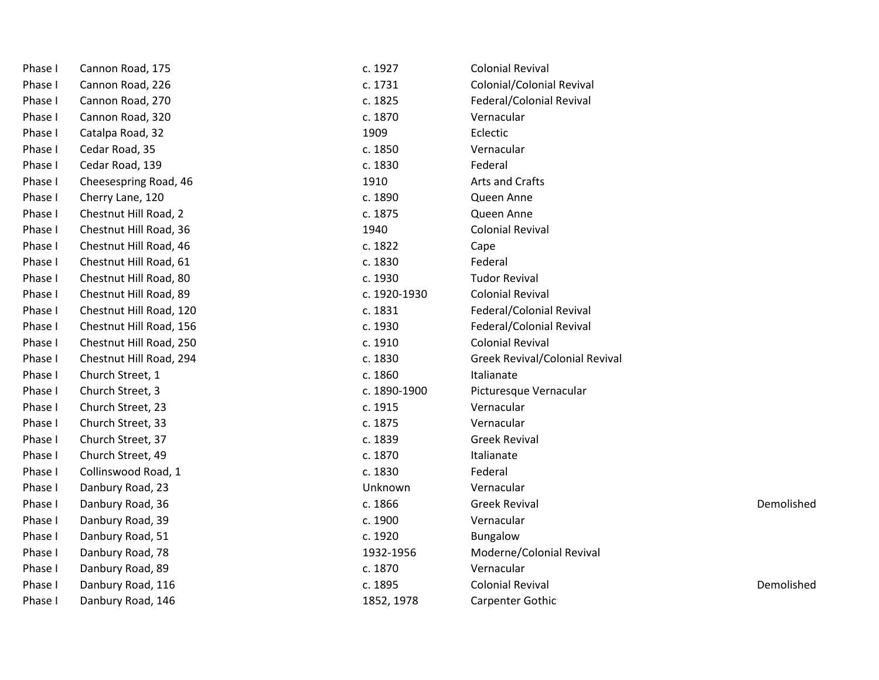| | | | | |
|---|---|---|---|---|
| Phase I | Cannon Road, 175 | c. 1927 | Colonial Revival | |
| Phase I | Cannon Road, 226 | c. 1731 | Colonial/Colonial Revival | |
| Phase I | Cannon Road, 270 | c. 1825 | Federal/Colonial Revival | |
| Phase I | Cannon Road, 320 | c. 1870 | Vernacular | |
| Phase I | Catalpa Road, 32 | 1909 | Eclectic | |
| Phase I | Cedar Road, 35 | c. 1850 | Vernacular | |
| Phase I | Cedar Road, 139 | c. 1830 | Federal | |
| Phase I | Cheesespring Road, 46 | 1910 | Arts and Crafts | |
| Phase I | Cherry Lane, 120 | c. 1890 | Queen Anne | |
| Phase I | Chestnut Hill Road, 2 | c. 1875 | Queen Anne | |
| Phase I | Chestnut Hill Road, 36 | 1940 | Colonial Revival | |
| Phase I | Chestnut Hill Road, 46 | c. 1822 | Cape | |
| Phase I | Chestnut Hill Road, 61 | c. 1830 | Federal | |
| Phase I | Chestnut Hill Road, 80 | c. 1930 | Tudor Revival | |
| Phase I | Chestnut Hill Road, 89 | c. 1920-1930 | Colonial Revival | |
| Phase I | Chestnut Hill Road, 120 | c. 1831 | Federal/Colonial Revival | |
| Phase I | Chestnut Hill Road, 156 | c. 1930 | Federal/Colonial Revival | |
| Phase I | Chestnut Hill Road, 250 | c. 1910 | Colonial Revival | |
| Phase I | Chestnut Hill Road, 294 | c. 1830 | Greek Revival/Colonial Revival | |
| Phase I | Church Street, 1 | c. 1860 | Italianate | |
| Phase I | Church Street, 3 | c. 1890-1900 | Picturesque Vernacular | |
| Phase I | Church Street, 23 | c. 1915 | Vernacular | |
| Phase I | Church Street, 33 | c. 1875 | Vernacular | |
| Phase I | Church Street, 37 | c. 1839 | Greek Revival | |
| Phase I | Church Street, 49 | c. 1870 | Italianate | |
| Phase I | Collinswood Road, 1 | c. 1830 | Federal | |
| Phase I | Danbury Road, 23 | Unknown | Vernacular | |
| Phase I | Danbury Road, 36 | c. 1866 | Greek Revival | Demolished |
| Phase I | Danbury Road, 39 | c. 1900 | Vernacular | |
| Phase I | Danbury Road, 51 | c. 1920 | Bungalow | |
| Phase I | Danbury Road, 78 | 1932-1956 | Moderne/Colonial Revival | |
| Phase I | Danbury Road, 89 | c. 1870 | Vernacular | |
| Phase I | Danbury Road, 116 | c. 1895 | Colonial Revival | Demolished |
| Phase I | Danbury Road, 146 | 1852, 1978 | Carpenter Gothic | |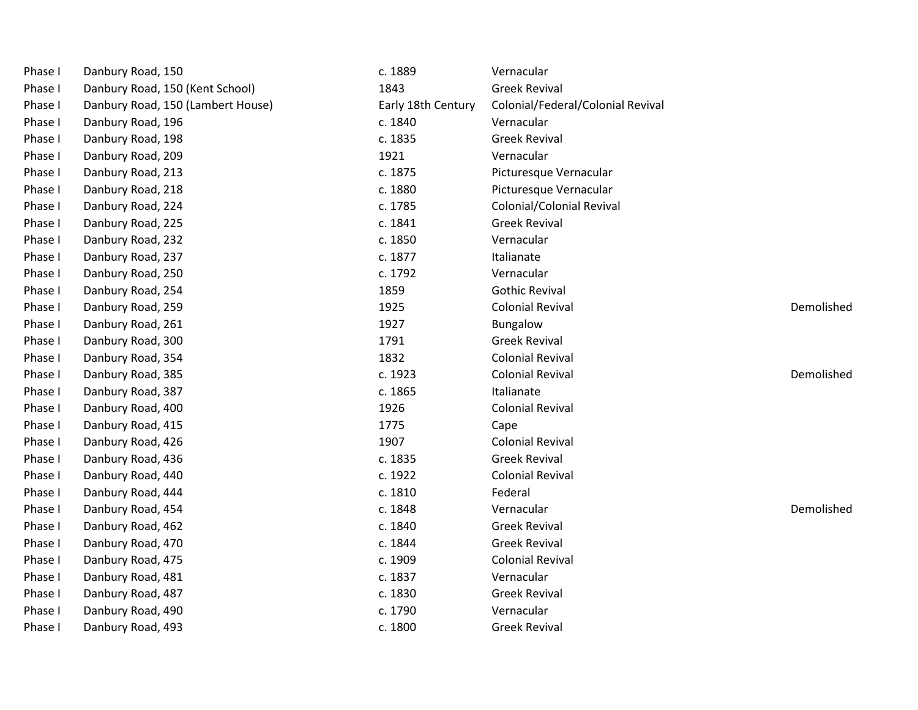| | | | | |
|---|---|---|---|---|
| Phase I | Danbury Road, 150 | c. 1889 | Vernacular | |
| Phase I | Danbury Road, 150 (Kent School) | 1843 | Greek Revival | |
| Phase I | Danbury Road, 150 (Lambert House) | Early 18th Century | Colonial/Federal/Colonial Revival | |
| Phase I | Danbury Road, 196 | c. 1840 | Vernacular | |
| Phase I | Danbury Road, 198 | c. 1835 | Greek Revival | |
| Phase I | Danbury Road, 209 | 1921 | Vernacular | |
| Phase I | Danbury Road, 213 | c. 1875 | Picturesque Vernacular | |
| Phase I | Danbury Road, 218 | c. 1880 | Picturesque Vernacular | |
| Phase I | Danbury Road, 224 | c. 1785 | Colonial/Colonial Revival | |
| Phase I | Danbury Road, 225 | c. 1841 | Greek Revival | |
| Phase I | Danbury Road, 232 | c. 1850 | Vernacular | |
| Phase I | Danbury Road, 237 | c. 1877 | Italianate | |
| Phase I | Danbury Road, 250 | c. 1792 | Vernacular | |
| Phase I | Danbury Road, 254 | 1859 | Gothic Revival | |
| Phase I | Danbury Road, 259 | 1925 | Colonial Revival | Demolished |
| Phase I | Danbury Road, 261 | 1927 | Bungalow | |
| Phase I | Danbury Road, 300 | 1791 | Greek Revival | |
| Phase I | Danbury Road, 354 | 1832 | Colonial Revival | |
| Phase I | Danbury Road, 385 | c. 1923 | Colonial Revival | Demolished |
| Phase I | Danbury Road, 387 | c. 1865 | Italianate | |
| Phase I | Danbury Road, 400 | 1926 | Colonial Revival | |
| Phase I | Danbury Road, 415 | 1775 | Cape | |
| Phase I | Danbury Road, 426 | 1907 | Colonial Revival | |
| Phase I | Danbury Road, 436 | c. 1835 | Greek Revival | |
| Phase I | Danbury Road, 440 | c. 1922 | Colonial Revival | |
| Phase I | Danbury Road, 444 | c. 1810 | Federal | |
| Phase I | Danbury Road, 454 | c. 1848 | Vernacular | Demolished |
| Phase I | Danbury Road, 462 | c. 1840 | Greek Revival | |
| Phase I | Danbury Road, 470 | c. 1844 | Greek Revival | |
| Phase I | Danbury Road, 475 | c. 1909 | Colonial Revival | |
| Phase I | Danbury Road, 481 | c. 1837 | Vernacular | |
| Phase I | Danbury Road, 487 | c. 1830 | Greek Revival | |
| Phase I | Danbury Road, 490 | c. 1790 | Vernacular | |
| Phase I | Danbury Road, 493 | c. 1800 | Greek Revival | |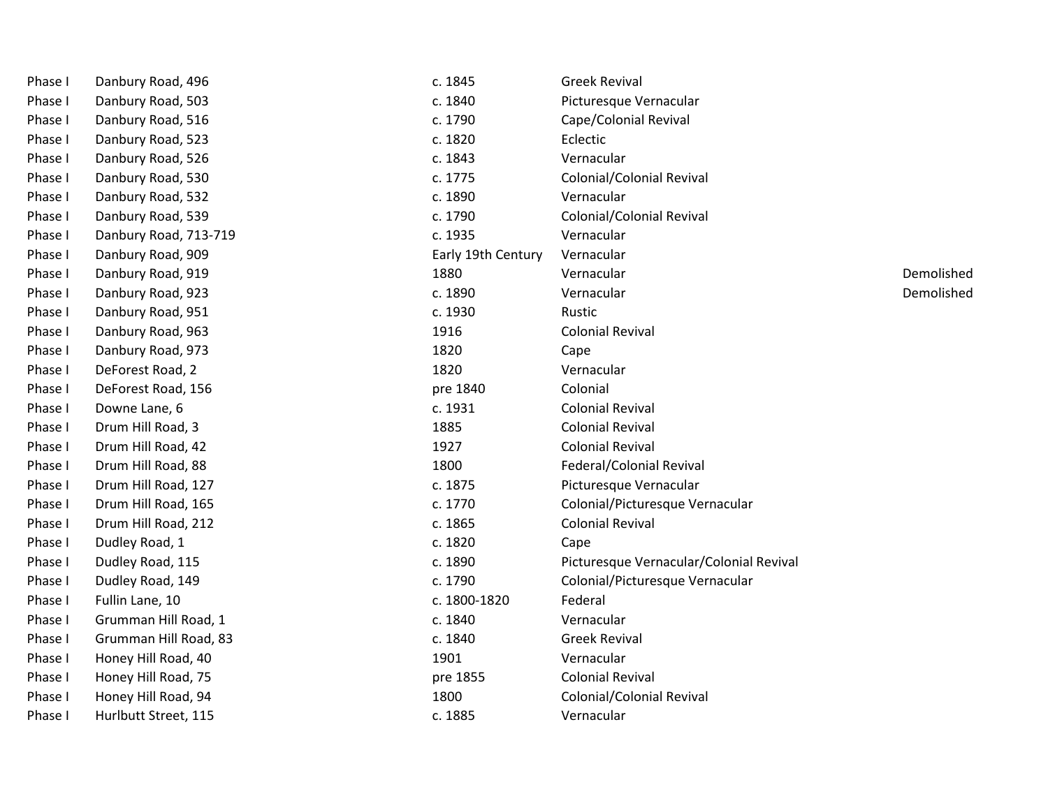| | | | | |
|---|---|---|---|---|
| Phase I | Danbury Road, 496 | c. 1845 | Greek Revival | |
| Phase I | Danbury Road, 503 | c. 1840 | Picturesque Vernacular | |
| Phase I | Danbury Road, 516 | c. 1790 | Cape/Colonial Revival | |
| Phase I | Danbury Road, 523 | c. 1820 | Eclectic | |
| Phase I | Danbury Road, 526 | c. 1843 | Vernacular | |
| Phase I | Danbury Road, 530 | c. 1775 | Colonial/Colonial Revival | |
| Phase I | Danbury Road, 532 | c. 1890 | Vernacular | |
| Phase I | Danbury Road, 539 | c. 1790 | Colonial/Colonial Revival | |
| Phase I | Danbury Road, 713-719 | c. 1935 | Vernacular | |
| Phase I | Danbury Road, 909 | Early 19th Century | Vernacular | |
| Phase I | Danbury Road, 919 | 1880 | Vernacular | Demolished |
| Phase I | Danbury Road, 923 | c. 1890 | Vernacular | Demolished |
| Phase I | Danbury Road, 951 | c. 1930 | Rustic | |
| Phase I | Danbury Road, 963 | 1916 | Colonial Revival | |
| Phase I | Danbury Road, 973 | 1820 | Cape | |
| Phase I | DeForest Road, 2 | 1820 | Vernacular | |
| Phase I | DeForest Road, 156 | pre 1840 | Colonial | |
| Phase I | Downe Lane, 6 | c. 1931 | Colonial Revival | |
| Phase I | Drum Hill Road, 3 | 1885 | Colonial Revival | |
| Phase I | Drum Hill Road, 42 | 1927 | Colonial Revival | |
| Phase I | Drum Hill Road, 88 | 1800 | Federal/Colonial Revival | |
| Phase I | Drum Hill Road, 127 | c. 1875 | Picturesque Vernacular | |
| Phase I | Drum Hill Road, 165 | c. 1770 | Colonial/Picturesque Vernacular | |
| Phase I | Drum Hill Road, 212 | c. 1865 | Colonial Revival | |
| Phase I | Dudley Road, 1 | c. 1820 | Cape | |
| Phase I | Dudley Road, 115 | c. 1890 | Picturesque Vernacular/Colonial Revival | |
| Phase I | Dudley Road, 149 | c. 1790 | Colonial/Picturesque Vernacular | |
| Phase I | Fullin Lane, 10 | c. 1800-1820 | Federal | |
| Phase I | Grumman Hill Road, 1 | c. 1840 | Vernacular | |
| Phase I | Grumman Hill Road, 83 | c. 1840 | Greek Revival | |
| Phase I | Honey Hill Road, 40 | 1901 | Vernacular | |
| Phase I | Honey Hill Road, 75 | pre 1855 | Colonial Revival | |
| Phase I | Honey Hill Road, 94 | 1800 | Colonial/Colonial Revival | |
| Phase I | Hurlbutt Street, 115 | c. 1885 | Vernacular | |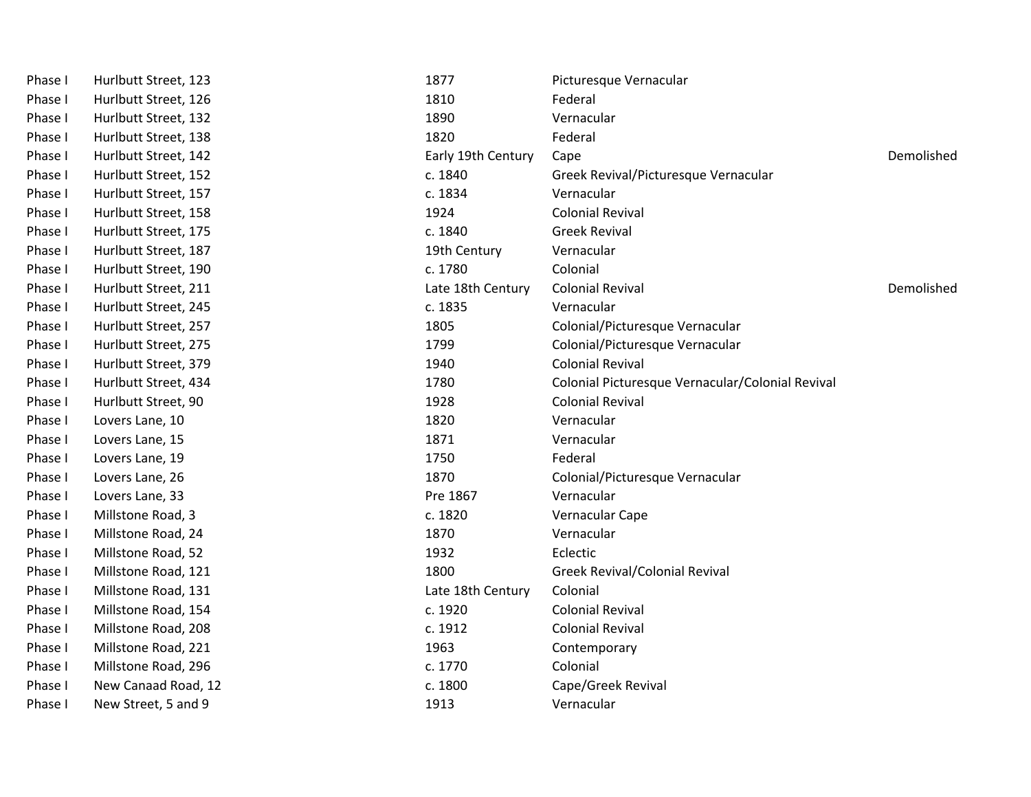| | | | | |
|---|---|---|---|---|
| Phase I | Hurlbutt Street, 123 | 1877 | Picturesque Vernacular | |
| Phase I | Hurlbutt Street, 126 | 1810 | Federal | |
| Phase I | Hurlbutt Street, 132 | 1890 | Vernacular | |
| Phase I | Hurlbutt Street, 138 | 1820 | Federal | |
| Phase I | Hurlbutt Street, 142 | Early 19th Century | Cape | Demolished |
| Phase I | Hurlbutt Street, 152 | c. 1840 | Greek Revival/Picturesque Vernacular | |
| Phase I | Hurlbutt Street, 157 | c. 1834 | Vernacular | |
| Phase I | Hurlbutt Street, 158 | 1924 | Colonial Revival | |
| Phase I | Hurlbutt Street, 175 | c. 1840 | Greek Revival | |
| Phase I | Hurlbutt Street, 187 | 19th Century | Vernacular | |
| Phase I | Hurlbutt Street, 190 | c. 1780 | Colonial | |
| Phase I | Hurlbutt Street, 211 | Late 18th Century | Colonial Revival | Demolished |
| Phase I | Hurlbutt Street, 245 | c. 1835 | Vernacular | |
| Phase I | Hurlbutt Street, 257 | 1805 | Colonial/Picturesque Vernacular | |
| Phase I | Hurlbutt Street, 275 | 1799 | Colonial/Picturesque Vernacular | |
| Phase I | Hurlbutt Street, 379 | 1940 | Colonial Revival | |
| Phase I | Hurlbutt Street, 434 | 1780 | Colonial Picturesque Vernacular/Colonial Revival | |
| Phase I | Hurlbutt Street, 90 | 1928 | Colonial Revival | |
| Phase I | Lovers Lane, 10 | 1820 | Vernacular | |
| Phase I | Lovers Lane, 15 | 1871 | Vernacular | |
| Phase I | Lovers Lane, 19 | 1750 | Federal | |
| Phase I | Lovers Lane, 26 | 1870 | Colonial/Picturesque Vernacular | |
| Phase I | Lovers Lane, 33 | Pre 1867 | Vernacular | |
| Phase I | Millstone Road, 3 | c. 1820 | Vernacular Cape | |
| Phase I | Millstone Road, 24 | 1870 | Vernacular | |
| Phase I | Millstone Road, 52 | 1932 | Eclectic | |
| Phase I | Millstone Road, 121 | 1800 | Greek Revival/Colonial Revival | |
| Phase I | Millstone Road, 131 | Late 18th Century | Colonial | |
| Phase I | Millstone Road, 154 | c. 1920 | Colonial Revival | |
| Phase I | Millstone Road, 208 | c. 1912 | Colonial Revival | |
| Phase I | Millstone Road, 221 | 1963 | Contemporary | |
| Phase I | Millstone Road, 296 | c. 1770 | Colonial | |
| Phase I | New Canaad Road, 12 | c. 1800 | Cape/Greek Revival | |
| Phase I | New Street, 5 and 9 | 1913 | Vernacular | |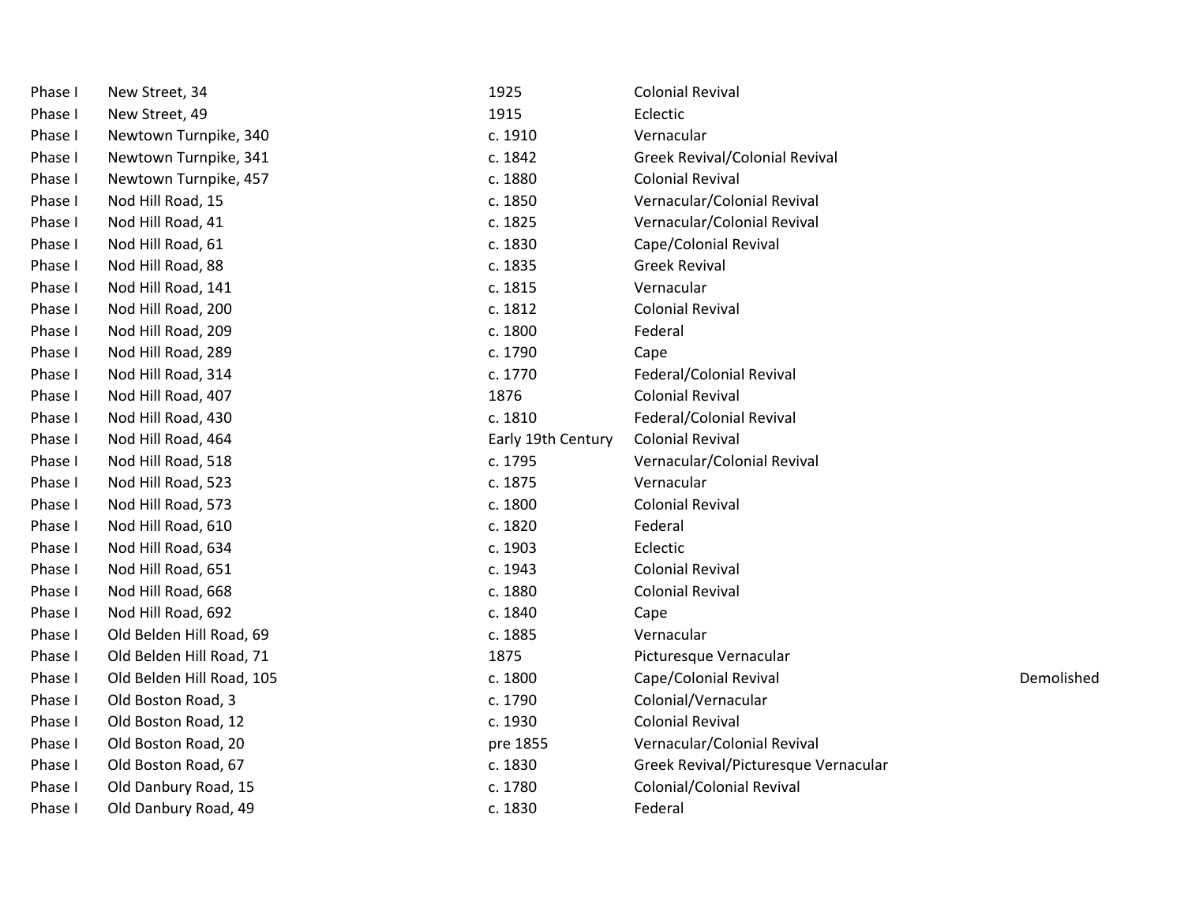| | | | | |
|---|---|---|---|---|
| Phase I | New Street, 34 | 1925 | Colonial Revival | |
| Phase I | New Street, 49 | 1915 | Eclectic | |
| Phase I | Newtown Turnpike, 340 | c. 1910 | Vernacular | |
| Phase I | Newtown Turnpike, 341 | c. 1842 | Greek Revival/Colonial Revival | |
| Phase I | Newtown Turnpike, 457 | c. 1880 | Colonial Revival | |
| Phase I | Nod Hill Road, 15 | c. 1850 | Vernacular/Colonial Revival | |
| Phase I | Nod Hill Road, 41 | c. 1825 | Vernacular/Colonial Revival | |
| Phase I | Nod Hill Road, 61 | c. 1830 | Cape/Colonial Revival | |
| Phase I | Nod Hill Road, 88 | c. 1835 | Greek Revival | |
| Phase I | Nod Hill Road, 141 | c. 1815 | Vernacular | |
| Phase I | Nod Hill Road, 200 | c. 1812 | Colonial Revival | |
| Phase I | Nod Hill Road, 209 | c. 1800 | Federal | |
| Phase I | Nod Hill Road, 289 | c. 1790 | Cape | |
| Phase I | Nod Hill Road, 314 | c. 1770 | Federal/Colonial Revival | |
| Phase I | Nod Hill Road, 407 | 1876 | Colonial Revival | |
| Phase I | Nod Hill Road, 430 | c. 1810 | Federal/Colonial Revival | |
| Phase I | Nod Hill Road, 464 | Early 19th Century | Colonial Revival | |
| Phase I | Nod Hill Road, 518 | c. 1795 | Vernacular/Colonial Revival | |
| Phase I | Nod Hill Road, 523 | c. 1875 | Vernacular | |
| Phase I | Nod Hill Road, 573 | c. 1800 | Colonial Revival | |
| Phase I | Nod Hill Road, 610 | c. 1820 | Federal | |
| Phase I | Nod Hill Road, 634 | c. 1903 | Eclectic | |
| Phase I | Nod Hill Road, 651 | c. 1943 | Colonial Revival | |
| Phase I | Nod Hill Road, 668 | c. 1880 | Colonial Revival | |
| Phase I | Nod Hill Road, 692 | c. 1840 | Cape | |
| Phase I | Old Belden Hill Road, 69 | c. 1885 | Vernacular | |
| Phase I | Old Belden Hill Road, 71 | 1875 | Picturesque Vernacular | |
| Phase I | Old Belden Hill Road, 105 | c. 1800 | Cape/Colonial Revival | Demolished |
| Phase I | Old Boston Road, 3 | c. 1790 | Colonial/Vernacular | |
| Phase I | Old Boston Road, 12 | c. 1930 | Colonial Revival | |
| Phase I | Old Boston Road, 20 | pre 1855 | Vernacular/Colonial Revival | |
| Phase I | Old Boston Road, 67 | c. 1830 | Greek Revival/Picturesque Vernacular | |
| Phase I | Old Danbury Road, 15 | c. 1780 | Colonial/Colonial Revival | |
| Phase I | Old Danbury Road, 49 | c. 1830 | Federal | |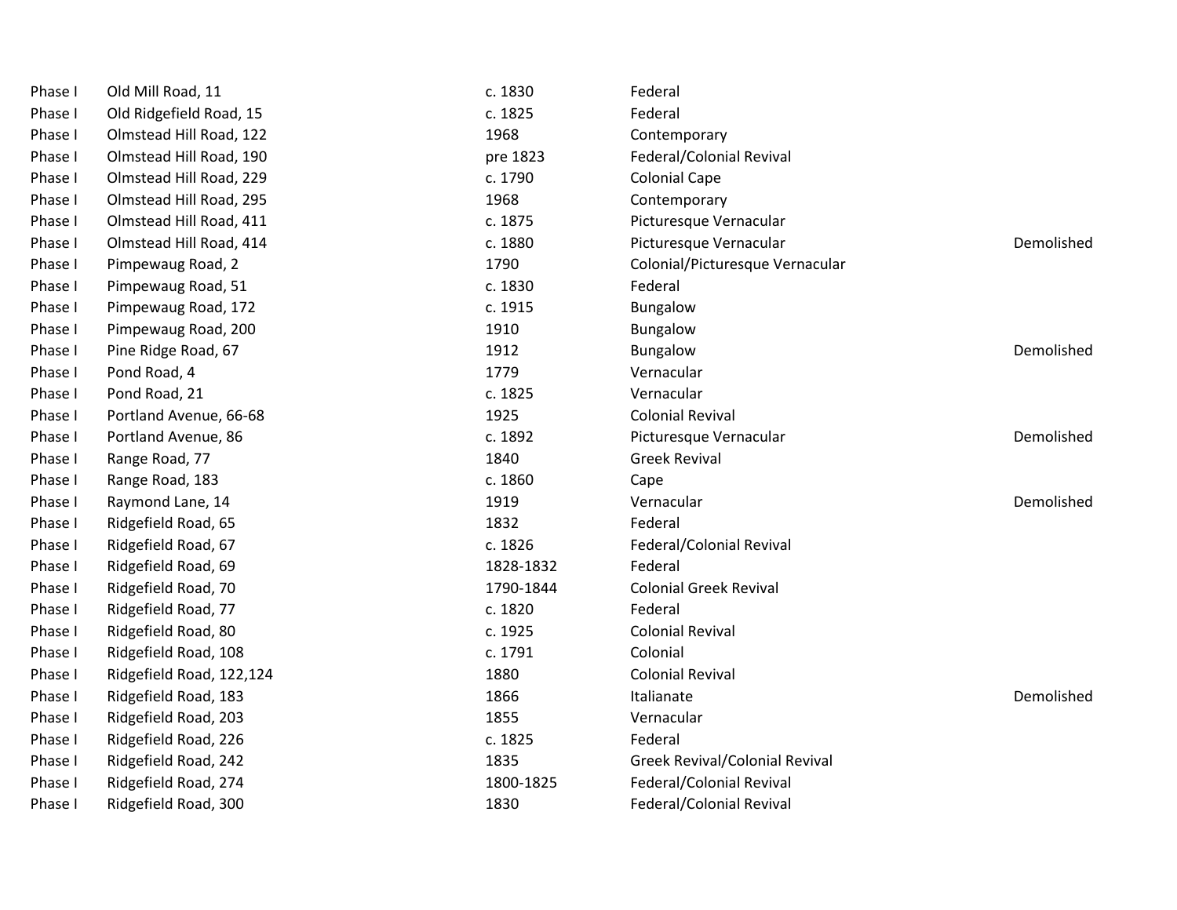| | | | | |
|---|---|---|---|---|
| Phase I | Old Mill Road, 11 | c. 1830 | Federal | |
| Phase I | Old Ridgefield Road, 15 | c. 1825 | Federal | |
| Phase I | Olmstead Hill Road, 122 | 1968 | Contemporary | |
| Phase I | Olmstead Hill Road, 190 | pre 1823 | Federal/Colonial Revival | |
| Phase I | Olmstead Hill Road, 229 | c. 1790 | Colonial Cape | |
| Phase I | Olmstead Hill Road, 295 | 1968 | Contemporary | |
| Phase I | Olmstead Hill Road, 411 | c. 1875 | Picturesque Vernacular | |
| Phase I | Olmstead Hill Road, 414 | c. 1880 | Picturesque Vernacular | Demolished |
| Phase I | Pimpewaug Road, 2 | 1790 | Colonial/Picturesque Vernacular | |
| Phase I | Pimpewaug Road, 51 | c. 1830 | Federal | |
| Phase I | Pimpewaug Road, 172 | c. 1915 | Bungalow | |
| Phase I | Pimpewaug Road, 200 | 1910 | Bungalow | |
| Phase I | Pine Ridge Road, 67 | 1912 | Bungalow | Demolished |
| Phase I | Pond Road, 4 | 1779 | Vernacular | |
| Phase I | Pond Road, 21 | c. 1825 | Vernacular | |
| Phase I | Portland Avenue, 66-68 | 1925 | Colonial Revival | |
| Phase I | Portland Avenue, 86 | c. 1892 | Picturesque Vernacular | Demolished |
| Phase I | Range Road, 77 | 1840 | Greek Revival | |
| Phase I | Range Road, 183 | c. 1860 | Cape | |
| Phase I | Raymond Lane, 14 | 1919 | Vernacular | Demolished |
| Phase I | Ridgefield Road, 65 | 1832 | Federal | |
| Phase I | Ridgefield Road, 67 | c. 1826 | Federal/Colonial Revival | |
| Phase I | Ridgefield Road, 69 | 1828-1832 | Federal | |
| Phase I | Ridgefield Road, 70 | 1790-1844 | Colonial Greek Revival | |
| Phase I | Ridgefield Road, 77 | c. 1820 | Federal | |
| Phase I | Ridgefield Road, 80 | c. 1925 | Colonial Revival | |
| Phase I | Ridgefield Road, 108 | c. 1791 | Colonial | |
| Phase I | Ridgefield Road, 122,124 | 1880 | Colonial Revival | |
| Phase I | Ridgefield Road, 183 | 1866 | Italianate | Demolished |
| Phase I | Ridgefield Road, 203 | 1855 | Vernacular | |
| Phase I | Ridgefield Road, 226 | c. 1825 | Federal | |
| Phase I | Ridgefield Road, 242 | 1835 | Greek Revival/Colonial Revival | |
| Phase I | Ridgefield Road, 274 | 1800-1825 | Federal/Colonial Revival | |
| Phase I | Ridgefield Road, 300 | 1830 | Federal/Colonial Revival | |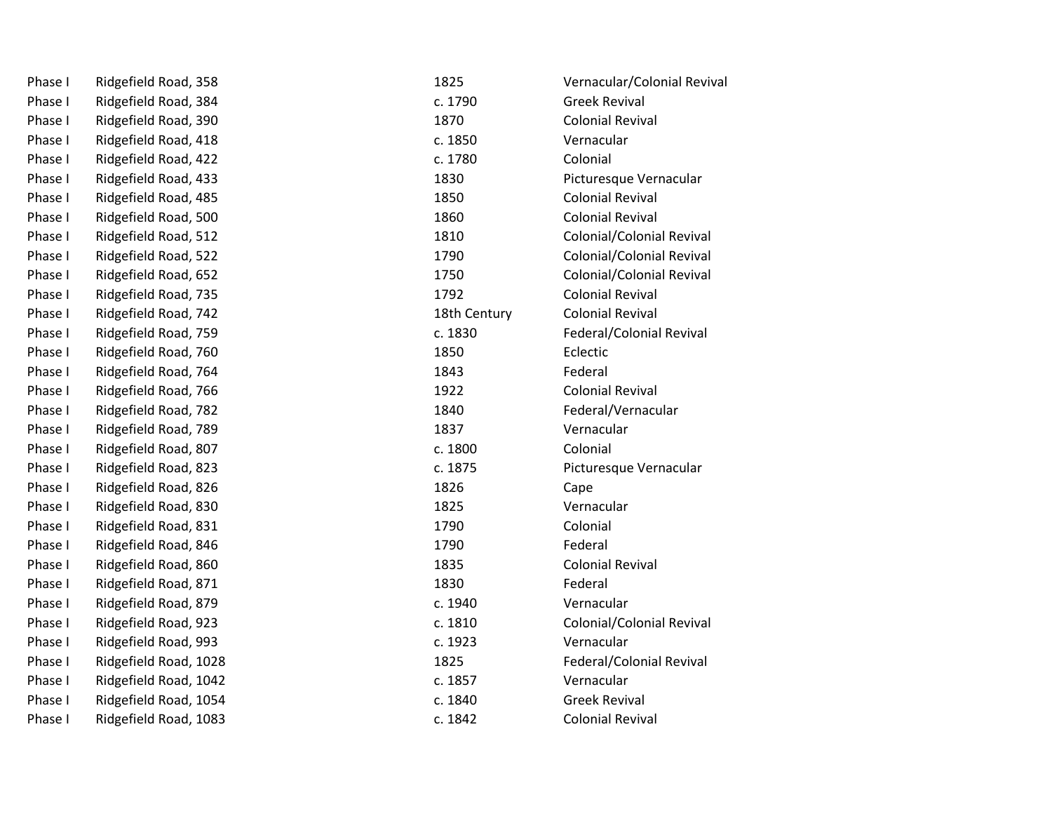| | | | |
|---|---|---|---|
| Phase I | Ridgefield Road, 358 | 1825 | Vernacular/Colonial Revival |
| Phase I | Ridgefield Road, 384 | c. 1790 | Greek Revival |
| Phase I | Ridgefield Road, 390 | 1870 | Colonial Revival |
| Phase I | Ridgefield Road, 418 | c. 1850 | Vernacular |
| Phase I | Ridgefield Road, 422 | c. 1780 | Colonial |
| Phase I | Ridgefield Road, 433 | 1830 | Picturesque Vernacular |
| Phase I | Ridgefield Road, 485 | 1850 | Colonial Revival |
| Phase I | Ridgefield Road, 500 | 1860 | Colonial Revival |
| Phase I | Ridgefield Road, 512 | 1810 | Colonial/Colonial Revival |
| Phase I | Ridgefield Road, 522 | 1790 | Colonial/Colonial Revival |
| Phase I | Ridgefield Road, 652 | 1750 | Colonial/Colonial Revival |
| Phase I | Ridgefield Road, 735 | 1792 | Colonial Revival |
| Phase I | Ridgefield Road, 742 | 18th Century | Colonial Revival |
| Phase I | Ridgefield Road, 759 | c. 1830 | Federal/Colonial Revival |
| Phase I | Ridgefield Road, 760 | 1850 | Eclectic |
| Phase I | Ridgefield Road, 764 | 1843 | Federal |
| Phase I | Ridgefield Road, 766 | 1922 | Colonial Revival |
| Phase I | Ridgefield Road, 782 | 1840 | Federal/Vernacular |
| Phase I | Ridgefield Road, 789 | 1837 | Vernacular |
| Phase I | Ridgefield Road, 807 | c. 1800 | Colonial |
| Phase I | Ridgefield Road, 823 | c. 1875 | Picturesque Vernacular |
| Phase I | Ridgefield Road, 826 | 1826 | Cape |
| Phase I | Ridgefield Road, 830 | 1825 | Vernacular |
| Phase I | Ridgefield Road, 831 | 1790 | Colonial |
| Phase I | Ridgefield Road, 846 | 1790 | Federal |
| Phase I | Ridgefield Road, 860 | 1835 | Colonial Revival |
| Phase I | Ridgefield Road, 871 | 1830 | Federal |
| Phase I | Ridgefield Road, 879 | c. 1940 | Vernacular |
| Phase I | Ridgefield Road, 923 | c. 1810 | Colonial/Colonial Revival |
| Phase I | Ridgefield Road, 993 | c. 1923 | Vernacular |
| Phase I | Ridgefield Road, 1028 | 1825 | Federal/Colonial Revival |
| Phase I | Ridgefield Road, 1042 | c. 1857 | Vernacular |
| Phase I | Ridgefield Road, 1054 | c. 1840 | Greek Revival |
| Phase I | Ridgefield Road, 1083 | c. 1842 | Colonial Revival |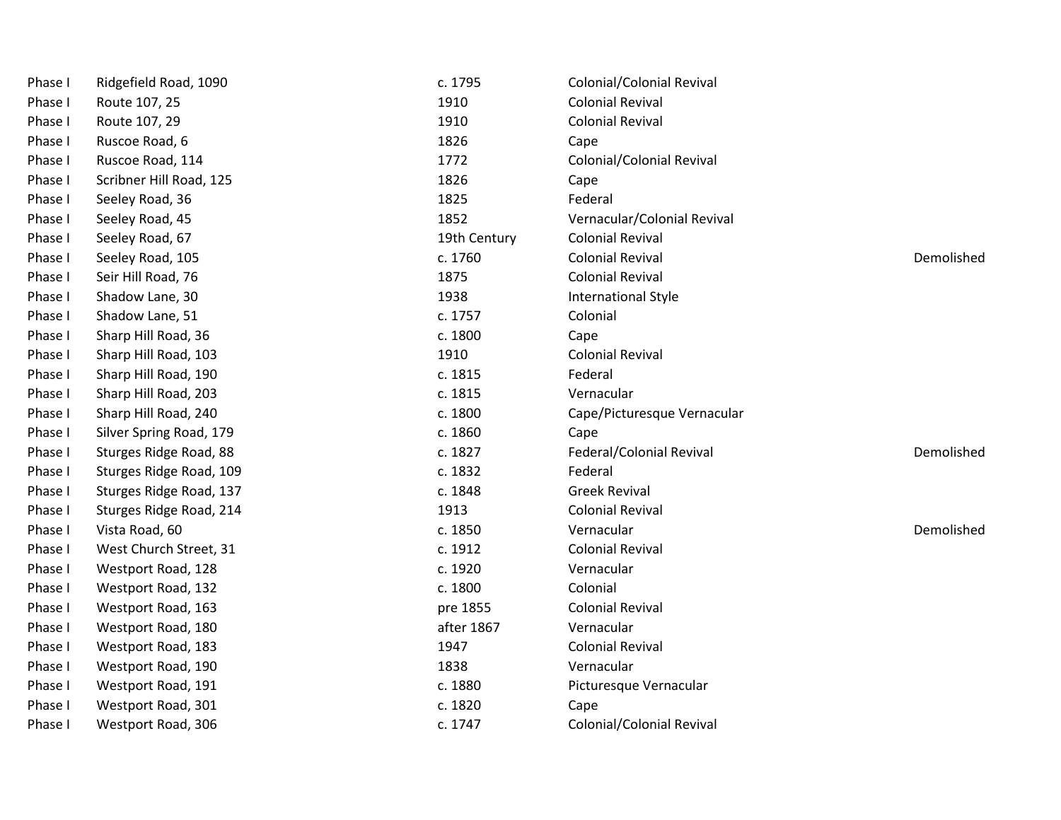| | | | | |
|---|---|---|---|---|
| Phase I | Ridgefield Road, 1090 | c. 1795 | Colonial/Colonial Revival | |
| Phase I | Route 107, 25 | 1910 | Colonial Revival | |
| Phase I | Route 107, 29 | 1910 | Colonial Revival | |
| Phase I | Ruscoe Road, 6 | 1826 | Cape | |
| Phase I | Ruscoe Road, 114 | 1772 | Colonial/Colonial Revival | |
| Phase I | Scribner Hill Road, 125 | 1826 | Cape | |
| Phase I | Seeley Road, 36 | 1825 | Federal | |
| Phase I | Seeley Road, 45 | 1852 | Vernacular/Colonial Revival | |
| Phase I | Seeley Road, 67 | 19th Century | Colonial Revival | |
| Phase I | Seeley Road, 105 | c. 1760 | Colonial Revival | Demolished |
| Phase I | Seir Hill Road, 76 | 1875 | Colonial Revival | |
| Phase I | Shadow Lane, 30 | 1938 | International Style | |
| Phase I | Shadow Lane, 51 | c. 1757 | Colonial | |
| Phase I | Sharp Hill Road, 36 | c. 1800 | Cape | |
| Phase I | Sharp Hill Road, 103 | 1910 | Colonial Revival | |
| Phase I | Sharp Hill Road, 190 | c. 1815 | Federal | |
| Phase I | Sharp Hill Road, 203 | c. 1815 | Vernacular | |
| Phase I | Sharp Hill Road, 240 | c. 1800 | Cape/Picturesque Vernacular | |
| Phase I | Silver Spring Road, 179 | c. 1860 | Cape | |
| Phase I | Sturges Ridge Road, 88 | c. 1827 | Federal/Colonial Revival | Demolished |
| Phase I | Sturges Ridge Road, 109 | c. 1832 | Federal | |
| Phase I | Sturges Ridge Road, 137 | c. 1848 | Greek Revival | |
| Phase I | Sturges Ridge Road, 214 | 1913 | Colonial Revival | |
| Phase I | Vista Road, 60 | c. 1850 | Vernacular | Demolished |
| Phase I | West Church Street, 31 | c. 1912 | Colonial Revival | |
| Phase I | Westport Road, 128 | c. 1920 | Vernacular | |
| Phase I | Westport Road, 132 | c. 1800 | Colonial | |
| Phase I | Westport Road, 163 | pre 1855 | Colonial Revival | |
| Phase I | Westport Road, 180 | after 1867 | Vernacular | |
| Phase I | Westport Road, 183 | 1947 | Colonial Revival | |
| Phase I | Westport Road, 190 | 1838 | Vernacular | |
| Phase I | Westport Road, 191 | c. 1880 | Picturesque Vernacular | |
| Phase I | Westport Road, 301 | c. 1820 | Cape | |
| Phase I | Westport Road, 306 | c. 1747 | Colonial/Colonial Revival | |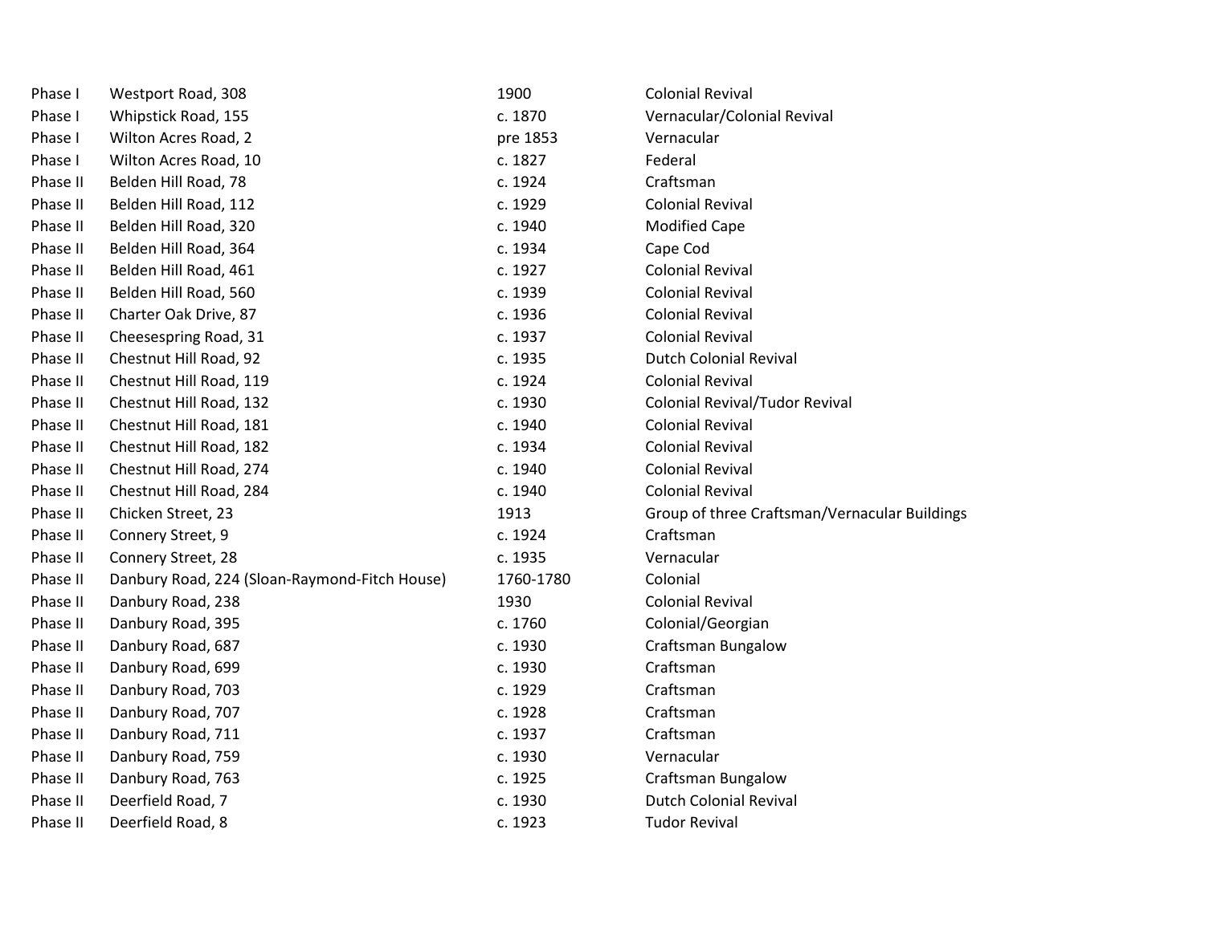| | | | |
|---|---|---|---|
| Phase I | Westport Road, 308 | 1900 | Colonial Revival |
| Phase I | Whipstick Road, 155 | c. 1870 | Vernacular/Colonial Revival |
| Phase I | Wilton Acres Road, 2 | pre 1853 | Vernacular |
| Phase I | Wilton Acres Road, 10 | c. 1827 | Federal |
| Phase II | Belden Hill Road, 78 | c. 1924 | Craftsman |
| Phase II | Belden Hill Road, 112 | c. 1929 | Colonial Revival |
| Phase II | Belden Hill Road, 320 | c. 1940 | Modified Cape |
| Phase II | Belden Hill Road, 364 | c. 1934 | Cape Cod |
| Phase II | Belden Hill Road, 461 | c. 1927 | Colonial Revival |
| Phase II | Belden Hill Road, 560 | c. 1939 | Colonial Revival |
| Phase II | Charter Oak Drive, 87 | c. 1936 | Colonial Revival |
| Phase II | Cheesespring Road, 31 | c. 1937 | Colonial Revival |
| Phase II | Chestnut Hill Road, 92 | c. 1935 | Dutch Colonial Revival |
| Phase II | Chestnut Hill Road, 119 | c. 1924 | Colonial Revival |
| Phase II | Chestnut Hill Road, 132 | c. 1930 | Colonial Revival/Tudor Revival |
| Phase II | Chestnut Hill Road, 181 | c. 1940 | Colonial Revival |
| Phase II | Chestnut Hill Road, 182 | c. 1934 | Colonial Revival |
| Phase II | Chestnut Hill Road, 274 | c. 1940 | Colonial Revival |
| Phase II | Chestnut Hill Road, 284 | c. 1940 | Colonial Revival |
| Phase II | Chicken Street, 23 | 1913 | Group of three Craftsman/Vernacular Buildings |
| Phase II | Connery Street, 9 | c. 1924 | Craftsman |
| Phase II | Connery Street, 28 | c. 1935 | Vernacular |
| Phase II | Danbury Road, 224 (Sloan-Raymond-Fitch House) | 1760-1780 | Colonial |
| Phase II | Danbury Road, 238 | 1930 | Colonial Revival |
| Phase II | Danbury Road, 395 | c. 1760 | Colonial/Georgian |
| Phase II | Danbury Road, 687 | c. 1930 | Craftsman Bungalow |
| Phase II | Danbury Road, 699 | c. 1930 | Craftsman |
| Phase II | Danbury Road, 703 | c. 1929 | Craftsman |
| Phase II | Danbury Road, 707 | c. 1928 | Craftsman |
| Phase II | Danbury Road, 711 | c. 1937 | Craftsman |
| Phase II | Danbury Road, 759 | c. 1930 | Vernacular |
| Phase II | Danbury Road, 763 | c. 1925 | Craftsman Bungalow |
| Phase II | Deerfield Road, 7 | c. 1930 | Dutch Colonial Revival |
| Phase II | Deerfield Road, 8 | c. 1923 | Tudor Revival |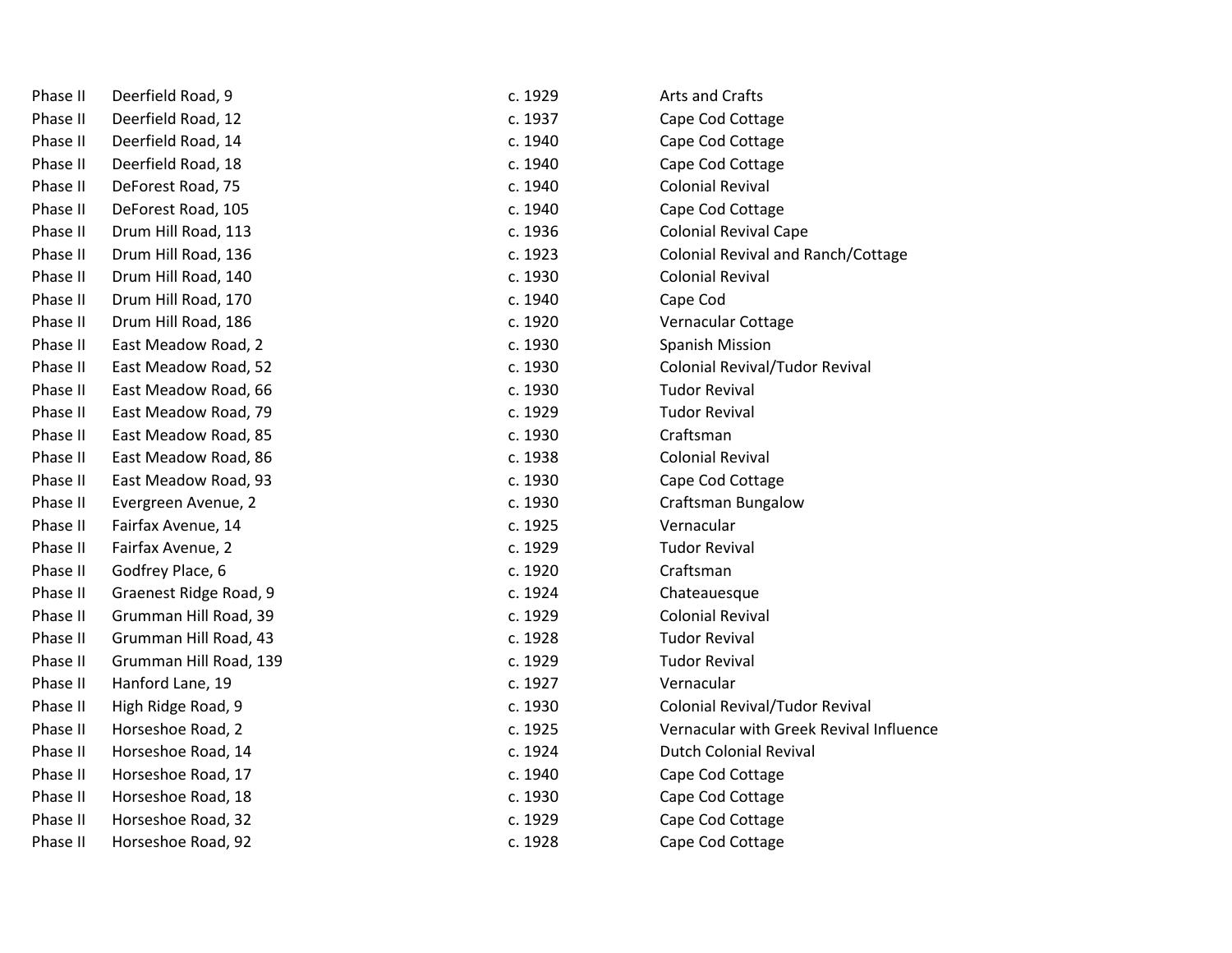| | | | |
|---|---|---|---|
| Phase II | Deerfield Road, 9 | c. 1929 | Arts and Crafts |
| Phase II | Deerfield Road, 12 | c. 1937 | Cape Cod Cottage |
| Phase II | Deerfield Road, 14 | c. 1940 | Cape Cod Cottage |
| Phase II | Deerfield Road, 18 | c. 1940 | Cape Cod Cottage |
| Phase II | DeForest Road, 75 | c. 1940 | Colonial Revival |
| Phase II | DeForest Road, 105 | c. 1940 | Cape Cod Cottage |
| Phase II | Drum Hill Road, 113 | c. 1936 | Colonial Revival Cape |
| Phase II | Drum Hill Road, 136 | c. 1923 | Colonial Revival and Ranch/Cottage |
| Phase II | Drum Hill Road, 140 | c. 1930 | Colonial Revival |
| Phase II | Drum Hill Road, 170 | c. 1940 | Cape Cod |
| Phase II | Drum Hill Road, 186 | c. 1920 | Vernacular Cottage |
| Phase II | East Meadow Road, 2 | c. 1930 | Spanish Mission |
| Phase II | East Meadow Road, 52 | c. 1930 | Colonial Revival/Tudor Revival |
| Phase II | East Meadow Road, 66 | c. 1930 | Tudor Revival |
| Phase II | East Meadow Road, 79 | c. 1929 | Tudor Revival |
| Phase II | East Meadow Road, 85 | c. 1930 | Craftsman |
| Phase II | East Meadow Road, 86 | c. 1938 | Colonial Revival |
| Phase II | East Meadow Road, 93 | c. 1930 | Cape Cod Cottage |
| Phase II | Evergreen Avenue, 2 | c. 1930 | Craftsman Bungalow |
| Phase II | Fairfax Avenue, 14 | c. 1925 | Vernacular |
| Phase II | Fairfax Avenue, 2 | c. 1929 | Tudor Revival |
| Phase II | Godfrey Place, 6 | c. 1920 | Craftsman |
| Phase II | Graenest Ridge Road, 9 | c. 1924 | Chateauesque |
| Phase II | Grumman Hill Road, 39 | c. 1929 | Colonial Revival |
| Phase II | Grumman Hill Road, 43 | c. 1928 | Tudor Revival |
| Phase II | Grumman Hill Road, 139 | c. 1929 | Tudor Revival |
| Phase II | Hanford Lane, 19 | c. 1927 | Vernacular |
| Phase II | High Ridge Road, 9 | c. 1930 | Colonial Revival/Tudor Revival |
| Phase II | Horseshoe Road, 2 | c. 1925 | Vernacular with Greek Revival Influence |
| Phase II | Horseshoe Road, 14 | c. 1924 | Dutch Colonial Revival |
| Phase II | Horseshoe Road, 17 | c. 1940 | Cape Cod Cottage |
| Phase II | Horseshoe Road, 18 | c. 1930 | Cape Cod Cottage |
| Phase II | Horseshoe Road, 32 | c. 1929 | Cape Cod Cottage |
| Phase II | Horseshoe Road, 92 | c. 1928 | Cape Cod Cottage |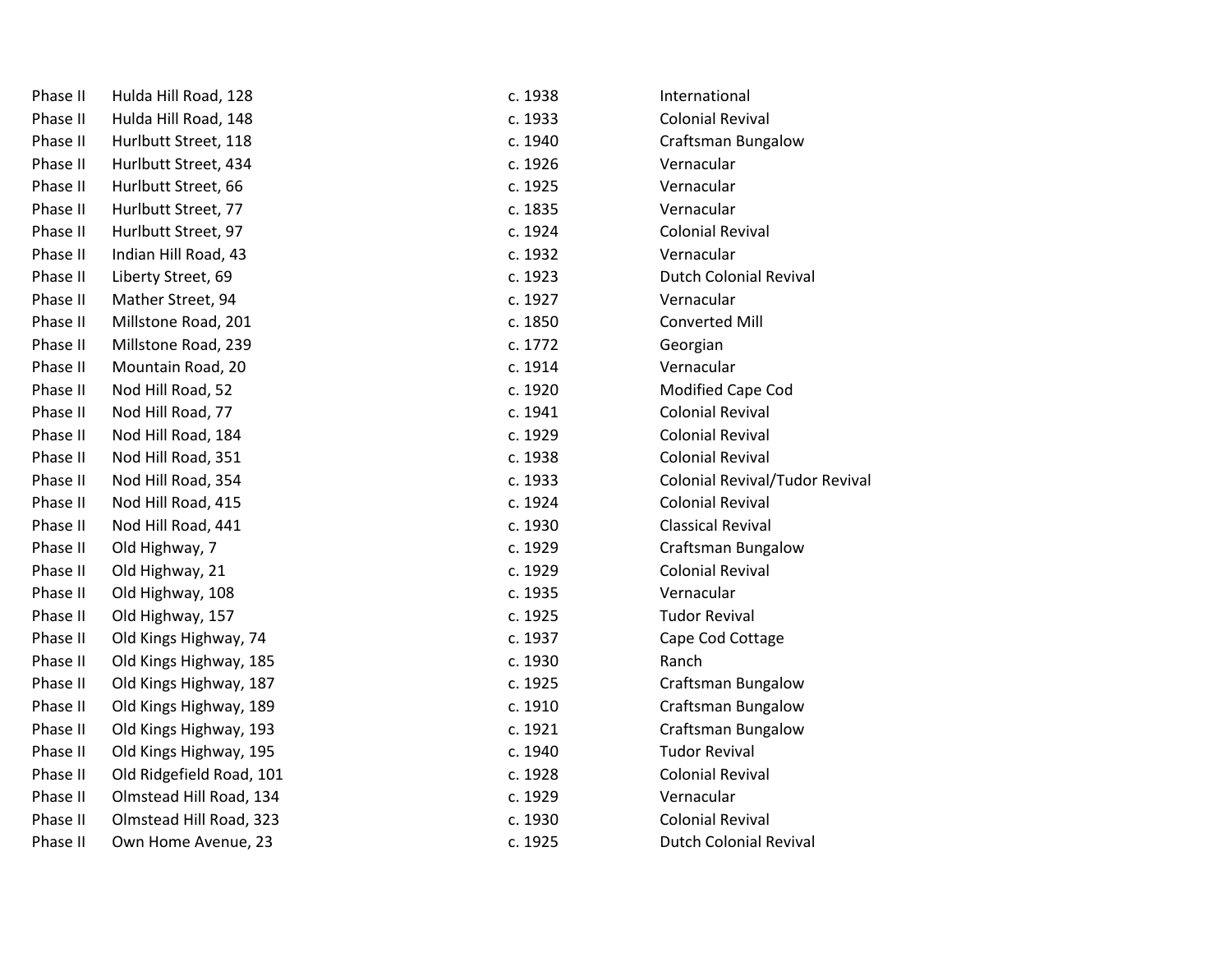| | | | |
|---|---|---|---|
| Phase II | Hulda Hill Road, 128 | c. 1938 | International |
| Phase II | Hulda Hill Road, 148 | c. 1933 | Colonial Revival |
| Phase II | Hurlbutt Street, 118 | c. 1940 | Craftsman Bungalow |
| Phase II | Hurlbutt Street, 434 | c. 1926 | Vernacular |
| Phase II | Hurlbutt Street, 66 | c. 1925 | Vernacular |
| Phase II | Hurlbutt Street, 77 | c. 1835 | Vernacular |
| Phase II | Hurlbutt Street, 97 | c. 1924 | Colonial Revival |
| Phase II | Indian Hill Road, 43 | c. 1932 | Vernacular |
| Phase II | Liberty Street, 69 | c. 1923 | Dutch Colonial Revival |
| Phase II | Mather Street, 94 | c. 1927 | Vernacular |
| Phase II | Millstone Road, 201 | c. 1850 | Converted Mill |
| Phase II | Millstone Road, 239 | c. 1772 | Georgian |
| Phase II | Mountain Road, 20 | c. 1914 | Vernacular |
| Phase II | Nod Hill Road, 52 | c. 1920 | Modified Cape Cod |
| Phase II | Nod Hill Road, 77 | c. 1941 | Colonial Revival |
| Phase II | Nod Hill Road, 184 | c. 1929 | Colonial Revival |
| Phase II | Nod Hill Road, 351 | c. 1938 | Colonial Revival |
| Phase II | Nod Hill Road, 354 | c. 1933 | Colonial Revival/Tudor Revival |
| Phase II | Nod Hill Road, 415 | c. 1924 | Colonial Revival |
| Phase II | Nod Hill Road, 441 | c. 1930 | Classical Revival |
| Phase II | Old Highway, 7 | c. 1929 | Craftsman Bungalow |
| Phase II | Old Highway, 21 | c. 1929 | Colonial Revival |
| Phase II | Old Highway, 108 | c. 1935 | Vernacular |
| Phase II | Old Highway, 157 | c. 1925 | Tudor Revival |
| Phase II | Old Kings Highway, 74 | c. 1937 | Cape Cod Cottage |
| Phase II | Old Kings Highway, 185 | c. 1930 | Ranch |
| Phase II | Old Kings Highway, 187 | c. 1925 | Craftsman Bungalow |
| Phase II | Old Kings Highway, 189 | c. 1910 | Craftsman Bungalow |
| Phase II | Old Kings Highway, 193 | c. 1921 | Craftsman Bungalow |
| Phase II | Old Kings Highway, 195 | c. 1940 | Tudor Revival |
| Phase II | Old Ridgefield Road, 101 | c. 1928 | Colonial Revival |
| Phase II | Olmstead Hill Road, 134 | c. 1929 | Vernacular |
| Phase II | Olmstead Hill Road, 323 | c. 1930 | Colonial Revival |
| Phase II | Own Home Avenue, 23 | c. 1925 | Dutch Colonial Revival |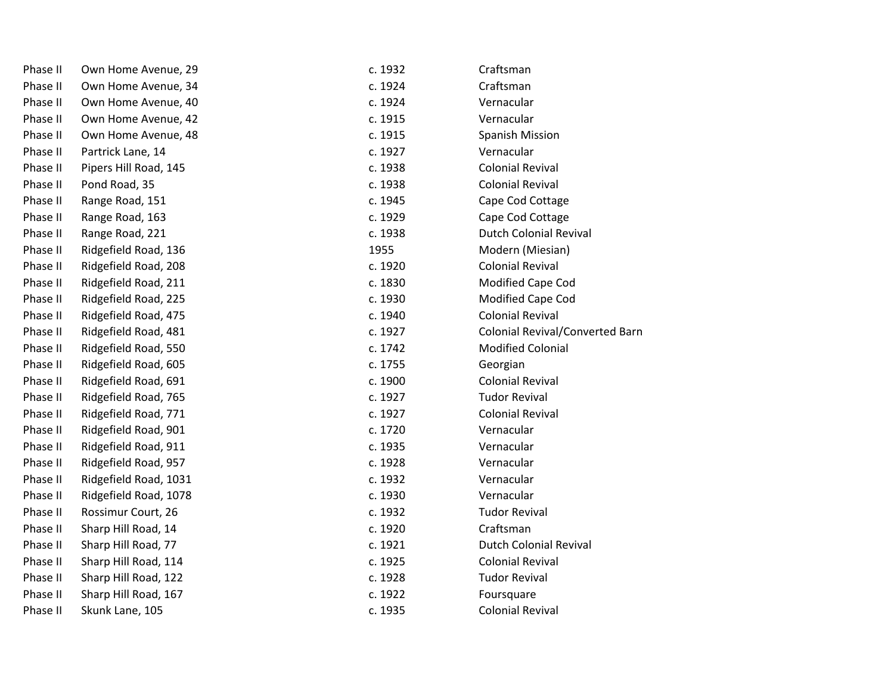| | | | |
|---|---|---|---|
| Phase II | Own Home Avenue, 29 | c. 1932 | Craftsman |
| Phase II | Own Home Avenue, 34 | c. 1924 | Craftsman |
| Phase II | Own Home Avenue, 40 | c. 1924 | Vernacular |
| Phase II | Own Home Avenue, 42 | c. 1915 | Vernacular |
| Phase II | Own Home Avenue, 48 | c. 1915 | Spanish Mission |
| Phase II | Partrick Lane, 14 | c. 1927 | Vernacular |
| Phase II | Pipers Hill Road, 145 | c. 1938 | Colonial Revival |
| Phase II | Pond Road, 35 | c. 1938 | Colonial Revival |
| Phase II | Range Road, 151 | c. 1945 | Cape Cod Cottage |
| Phase II | Range Road, 163 | c. 1929 | Cape Cod Cottage |
| Phase II | Range Road, 221 | c. 1938 | Dutch Colonial Revival |
| Phase II | Ridgefield Road, 136 | 1955 | Modern (Miesian) |
| Phase II | Ridgefield Road, 208 | c. 1920 | Colonial Revival |
| Phase II | Ridgefield Road, 211 | c. 1830 | Modified Cape Cod |
| Phase II | Ridgefield Road, 225 | c. 1930 | Modified Cape Cod |
| Phase II | Ridgefield Road, 475 | c. 1940 | Colonial Revival |
| Phase II | Ridgefield Road, 481 | c. 1927 | Colonial Revival/Converted Barn |
| Phase II | Ridgefield Road, 550 | c. 1742 | Modified Colonial |
| Phase II | Ridgefield Road, 605 | c. 1755 | Georgian |
| Phase II | Ridgefield Road, 691 | c. 1900 | Colonial Revival |
| Phase II | Ridgefield Road, 765 | c. 1927 | Tudor Revival |
| Phase II | Ridgefield Road, 771 | c. 1927 | Colonial Revival |
| Phase II | Ridgefield Road, 901 | c. 1720 | Vernacular |
| Phase II | Ridgefield Road, 911 | c. 1935 | Vernacular |
| Phase II | Ridgefield Road, 957 | c. 1928 | Vernacular |
| Phase II | Ridgefield Road, 1031 | c. 1932 | Vernacular |
| Phase II | Ridgefield Road, 1078 | c. 1930 | Vernacular |
| Phase II | Rossimur Court, 26 | c. 1932 | Tudor Revival |
| Phase II | Sharp Hill Road, 14 | c. 1920 | Craftsman |
| Phase II | Sharp Hill Road, 77 | c. 1921 | Dutch Colonial Revival |
| Phase II | Sharp Hill Road, 114 | c. 1925 | Colonial Revival |
| Phase II | Sharp Hill Road, 122 | c. 1928 | Tudor Revival |
| Phase II | Sharp Hill Road, 167 | c. 1922 | Foursquare |
| Phase II | Skunk Lane, 105 | c. 1935 | Colonial Revival |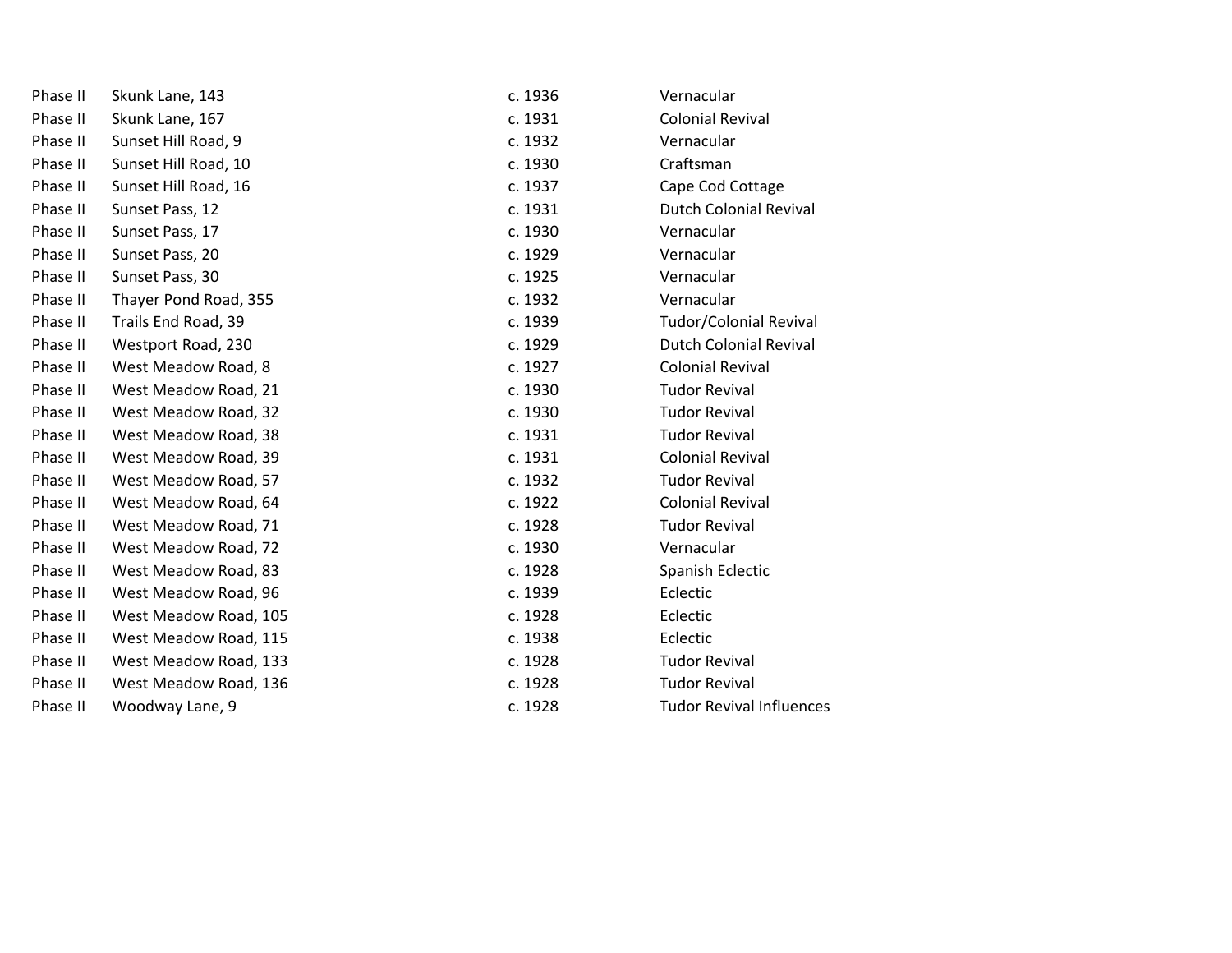| | | | |
|---|---|---|---|
| Phase II | Skunk Lane, 143 | c. 1936 | Vernacular |
| Phase II | Skunk Lane, 167 | c. 1931 | Colonial Revival |
| Phase II | Sunset Hill Road, 9 | c. 1932 | Vernacular |
| Phase II | Sunset Hill Road, 10 | c. 1930 | Craftsman |
| Phase II | Sunset Hill Road, 16 | c. 1937 | Cape Cod Cottage |
| Phase II | Sunset Pass, 12 | c. 1931 | Dutch Colonial Revival |
| Phase II | Sunset Pass, 17 | c. 1930 | Vernacular |
| Phase II | Sunset Pass, 20 | c. 1929 | Vernacular |
| Phase II | Sunset Pass, 30 | c. 1925 | Vernacular |
| Phase II | Thayer Pond Road, 355 | c. 1932 | Vernacular |
| Phase II | Trails End Road, 39 | c. 1939 | Tudor/Colonial Revival |
| Phase II | Westport Road, 230 | c. 1929 | Dutch Colonial Revival |
| Phase II | West Meadow Road, 8 | c. 1927 | Colonial Revival |
| Phase II | West Meadow Road, 21 | c. 1930 | Tudor Revival |
| Phase II | West Meadow Road, 32 | c. 1930 | Tudor Revival |
| Phase II | West Meadow Road, 38 | c. 1931 | Tudor Revival |
| Phase II | West Meadow Road, 39 | c. 1931 | Colonial Revival |
| Phase II | West Meadow Road, 57 | c. 1932 | Tudor Revival |
| Phase II | West Meadow Road, 64 | c. 1922 | Colonial Revival |
| Phase II | West Meadow Road, 71 | c. 1928 | Tudor Revival |
| Phase II | West Meadow Road, 72 | c. 1930 | Vernacular |
| Phase II | West Meadow Road, 83 | c. 1928 | Spanish Eclectic |
| Phase II | West Meadow Road, 96 | c. 1939 | Eclectic |
| Phase II | West Meadow Road, 105 | c. 1928 | Eclectic |
| Phase II | West Meadow Road, 115 | c. 1938 | Eclectic |
| Phase II | West Meadow Road, 133 | c. 1928 | Tudor Revival |
| Phase II | West Meadow Road, 136 | c. 1928 | Tudor Revival |
| Phase II | Woodway Lane, 9 | c. 1928 | Tudor Revival Influences |